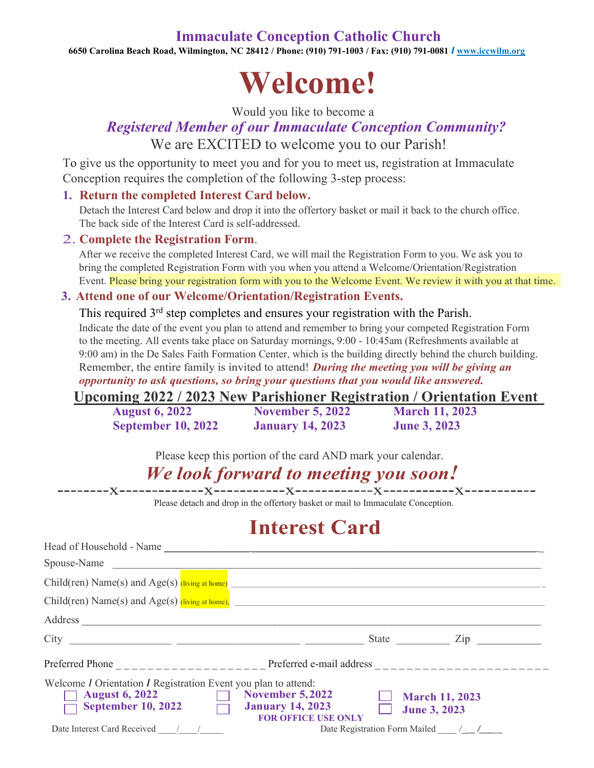# Immaculate Conception Catholic Church

**6650 Carolina Beach Road, Wilmington, NC 28412 / Phone: (910) 791-1003 / Fax: (910) 791-0081 / www.iccwilm.org**

# Welcome!

Would you like to become a

***Registered Member of our Immaculate Conception Community?***

We are EXCITED to welcome you to our Parish!

To give us the opportunity to meet you and for you to meet us, registration at Immaculate Conception requires the completion of the following 3-step process:

1. **Return the completed Interest Card below.**
   Detach the Interest Card below and drop it into the offertory basket or mail it back to the church office. The back side of the Interest Card is self-addressed.

2. **Complete the Registration Form**.
   After we receive the completed Interest Card, we will mail the Registration Form to you. We ask you to bring the completed Registration Form with you when you attend a Welcome/Orientation/Registration Event. Please bring your registration form with you to the Welcome Event. We review it with you at that time.

3. **Attend one of our Welcome/Orientation/Registration Events.**
   This required 3rd step completes and ensures your registration with the Parish.
   Indicate the date of the event you plan to attend and remember to bring your competed Registration Form to the meeting. All events take place on Saturday mornings, 9:00 - 10:45am (Refreshments available at 9:00 am) in the De Sales Faith Formation Center, which is the building directly behind the church building. Remember, the entire family is invited to attend! ***During the meeting you will be giving an opportunity to ask questions, so bring your questions that you would like answered.***

## Upcoming 2022 / 2023 New Parishioner Registration / Orientation Event

| | | |
|---|---|---|
| **August 6, 2022** | **November 5, 2022** | **March 11, 2023** |
| **September 10, 2022** | **January 14, 2023** | **June 3, 2023** |

Please keep this portion of the card AND mark your calendar.

***We look forward to meeting you soon!***

--------x------------x----------x-----------x----------x----------

Please detach and drop in the offertory basket or mail to Immaculate Conception.

# Interest Card

Head of Household - Name ____________________________________________

Spouse-Name ____________________________________________

Child(ren) Name(s) and Age(s) (living at home) ____________________________________________

Child(ren) Name(s) and Age(s) (living at home), ____________________________________________

Address ____________________________________________

City ______________ ______________ __________ State __________ Zip __________

Preferred Phone _ _ _ _ _ _ _ _ _ _ _ _ _ _ _ _ _ _ _ _ Preferred e-mail address _ _ _ _ _ _ _ _ _ _ _ _ _ _ _ _ _ _ _ _ _ _ _

Welcome / Orientation / Registration Event you plan to attend:

- ☐ **August 6, 2022**
- ☐ **September 10, 2022**
- ☐ **November 5,2022**
- ☐ **January 14, 2023**
- ☐ **March 11, 2023**
- ☐ **June 3, 2023**

**FOR OFFICE USE ONLY**

Date Interest Card Received ____/____/_____ Date Registration Form Mailed ____ /___ /_____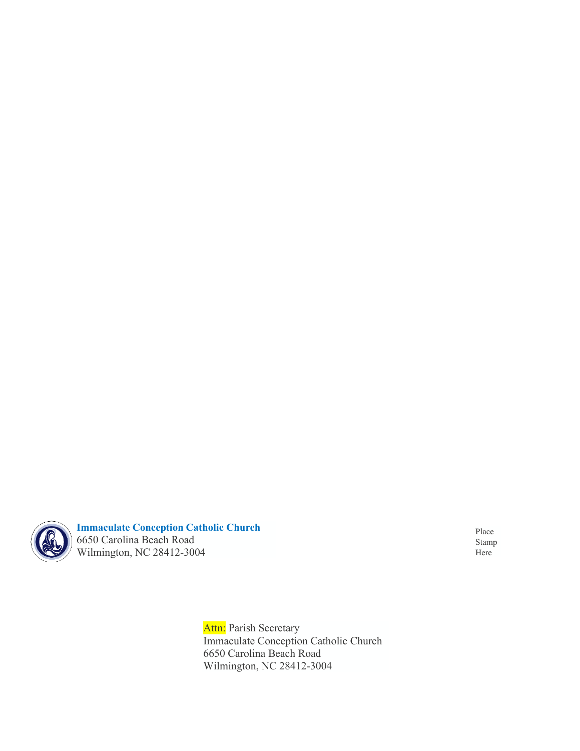**Immaculate Conception Catholic Church**
6650 Carolina Beach Road
Wilmington, NC 28412-3004

Place
Stamp
Here

Attn: Parish Secretary
Immaculate Conception Catholic Church
6650 Carolina Beach Road
Wilmington, NC 28412-3004